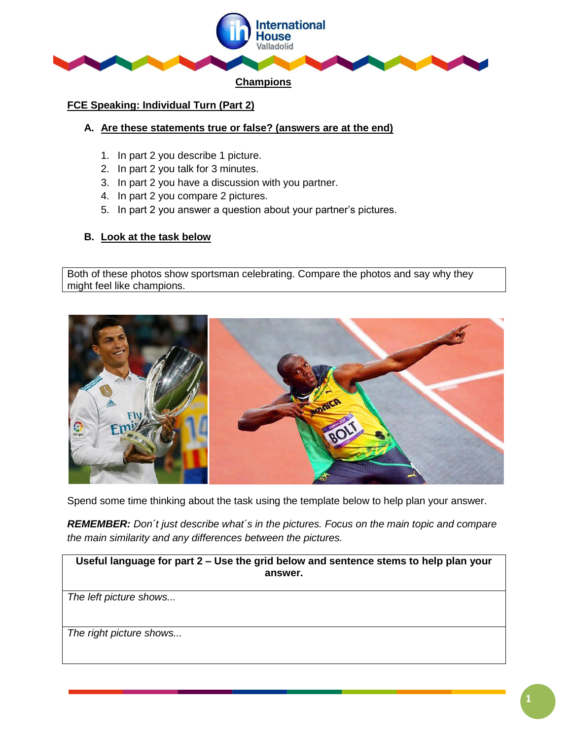## Champions

### FCE Speaking: Individual Turn (Part 2)

**A. Are these statements true or false? (answers are at the end)**

1. In part 2 you describe 1 picture.
2. In part 2 you talk for 3 minutes.
3. In part 2 you have a discussion with you partner.
4. In part 2 you compare 2 pictures.
5. In part 2 you answer a question about your partner's pictures.

**B. Look at the task below**

| Both of these photos show sportsman celebrating. Compare the photos and say why they might feel like champions. |
|---|

Spend some time thinking about the task using the template below to help plan your answer.

***REMEMBER:*** *Don´t just describe what´s in the pictures. Focus on the main topic and compare the main similarity and any differences between the pictures.*

| **Useful language for part 2 – Use the grid below and sentence stems to help plan your answer.** |
|---|
| *The left picture shows...* |
| *The right picture shows...* |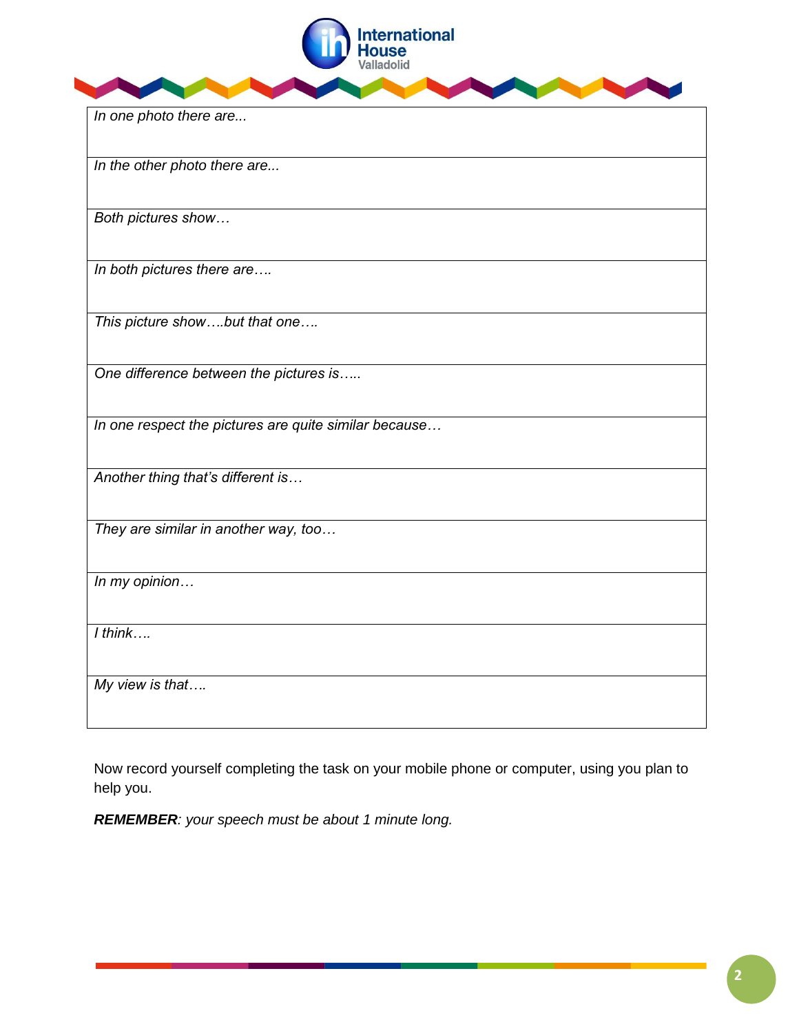| |
|---|
| *In one photo there are...* |
| *In the other photo there are...* |
| *Both pictures show…* |
| *In both pictures there are….* |
| *This picture show….but that one….* |
| *One difference between the pictures is…..* |
| *In one respect the pictures are quite similar because…* |
| *Another thing that's different is…* |
| *They are similar in another way, too…* |
| *In my opinion…* |
| *I think….* |
| *My view is that….* |

Now record yourself completing the task on your mobile phone or computer, using you plan to help you.

***REMEMBER****: your speech must be about 1 minute long.*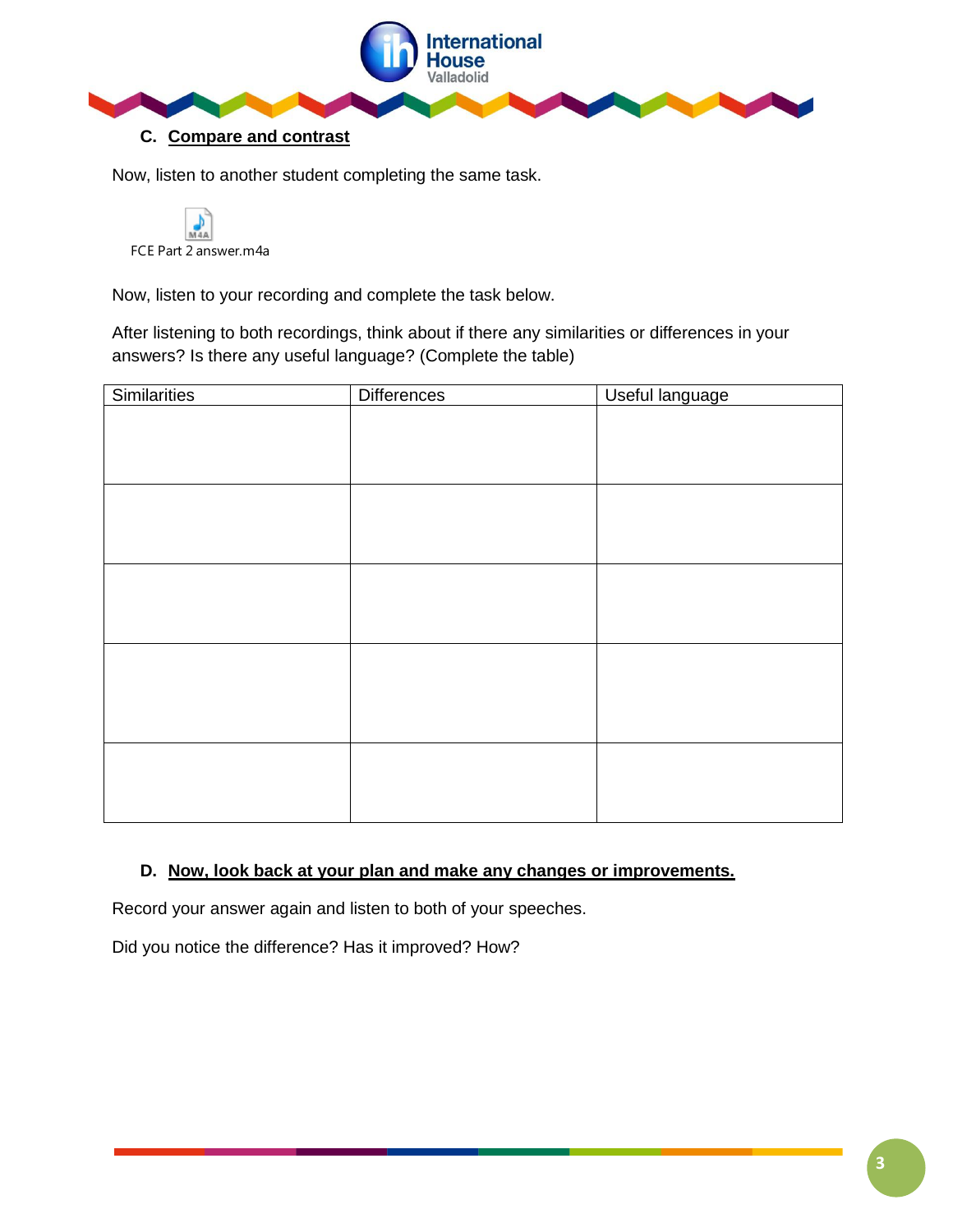## C. Compare and contrast

Now, listen to another student completing the same task.

FCE Part 2 answer.m4a

Now, listen to your recording and complete the task below.

After listening to both recordings, think about if there any similarities or differences in your answers? Is there any useful language? (Complete the table)

| Similarities | Differences | Useful language |
|---|---|---|
| | | |
| | | |
| | | |
| | | |
| | | |

## D. Now, look back at your plan and make any changes or improvements.

Record your answer again and listen to both of your speeches.

Did you notice the difference? Has it improved? How?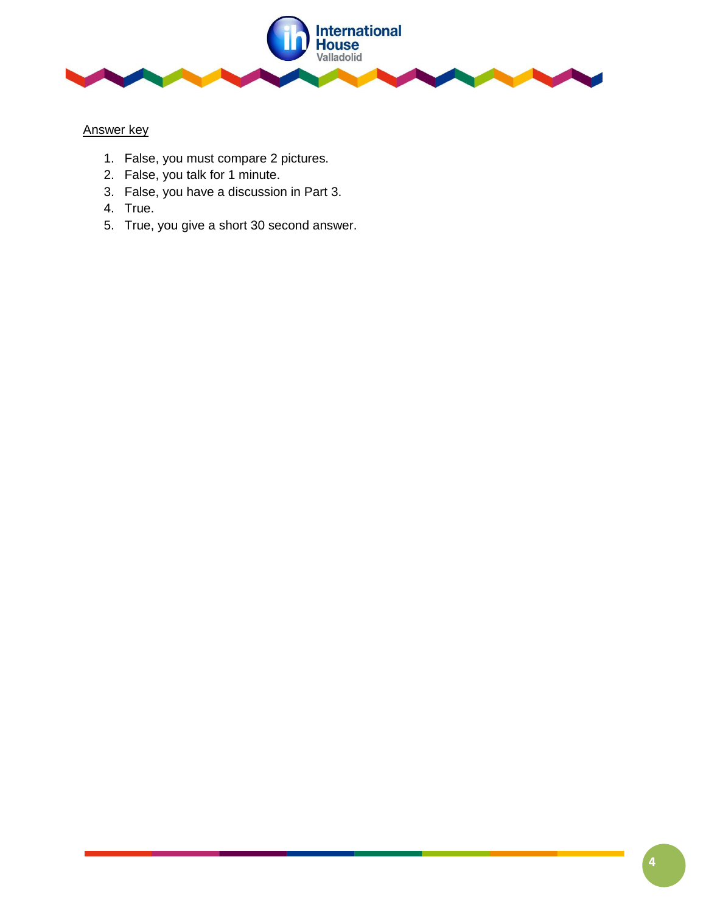Answer key

1. False, you must compare 2 pictures.
2. False, you talk for 1 minute.
3. False, you have a discussion in Part 3.
4. True.
5. True, you give a short 30 second answer.